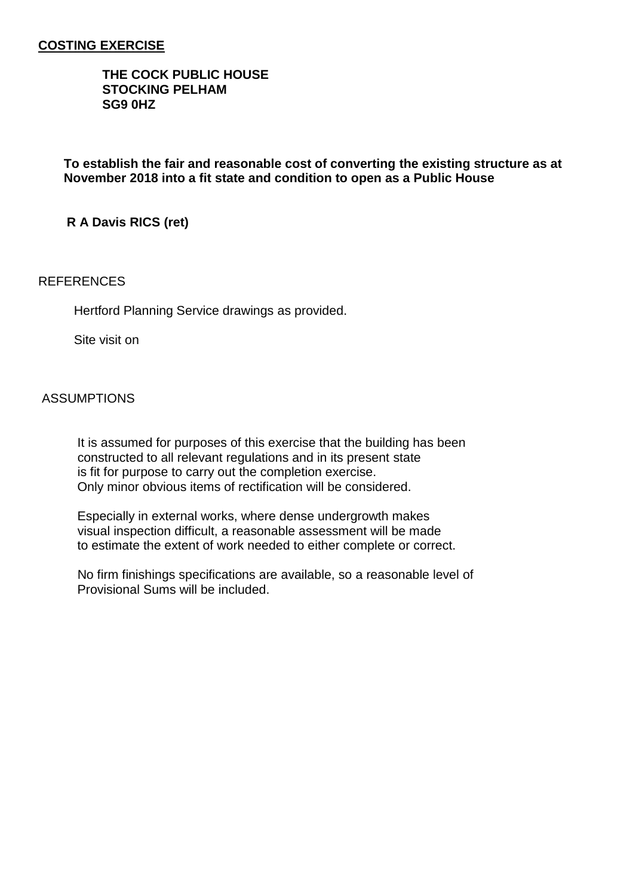**COSTING EXERCISE**

**THE COCK PUBLIC HOUSE**
**STOCKING PELHAM**
**SG9 0HZ**

**To establish the fair and reasonable cost of converting the existing structure as at November 2018 into a fit state and condition to open as a Public House**

**R A Davis RICS (ret)**

REFERENCES

Hertford Planning Service drawings as provided.

Site visit on

ASSUMPTIONS

It is assumed for purposes of this exercise that the building has been constructed to all relevant regulations and in its present state is fit for purpose to carry out the completion exercise. Only minor obvious items of rectification will be considered.

Especially in external works, where dense undergrowth makes visual inspection difficult, a reasonable assessment will be made to estimate the extent of work needed to either complete or correct.

No firm finishings specifications are available, so a reasonable level of Provisional Sums will be included.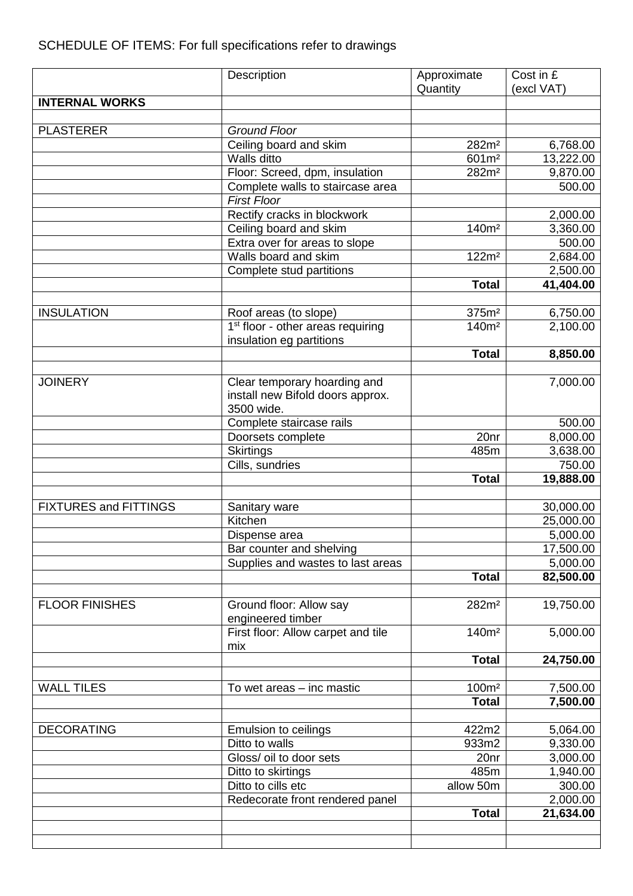SCHEDULE OF ITEMS: For full specifications refer to drawings

| | Description | Approximate Quantity | Cost in £ (excl VAT) |
|---|---|---|---|
| **INTERNAL WORKS** | | | |
| | | | |
| PLASTERER | *Ground Floor* | | |
| | Ceiling board and skim | 282m² | 6,768.00 |
| | Walls ditto | 601m² | 13,222.00 |
| | Floor: Screed, dpm, insulation | 282m² | 9,870.00 |
| | Complete walls to staircase area | | 500.00 |
| | *First Floor* | | |
| | Rectify cracks in blockwork | | 2,000.00 |
| | Ceiling board and skim | 140m² | 3,360.00 |
| | Extra over for areas to slope | | 500.00 |
| | Walls board and skim | 122m² | 2,684.00 |
| | Complete stud partitions | | 2,500.00 |
| | | **Total** | **41,404.00** |
| | | | |
| INSULATION | Roof areas (to slope) | 375m² | 6,750.00 |
| | 1st floor - other areas requiring insulation eg partitions | 140m² | 2,100.00 |
| | | **Total** | **8,850.00** |
| | | | |
| JOINERY | Clear temporary hoarding and install new Bifold doors approx. 3500 wide. | | 7,000.00 |
| | Complete staircase rails | | 500.00 |
| | Doorsets complete | 20nr | 8,000.00 |
| | Skirtings | 485m | 3,638.00 |
| | Cills, sundries | | 750.00 |
| | | **Total** | **19,888.00** |
| | | | |
| FIXTURES and FITTINGS | Sanitary ware | | 30,000.00 |
| | Kitchen | | 25,000.00 |
| | Dispense area | | 5,000.00 |
| | Bar counter and shelving | | 17,500.00 |
| | Supplies and wastes to last areas | | 5,000.00 |
| | | **Total** | **82,500.00** |
| | | | |
| FLOOR FINISHES | Ground floor: Allow say engineered timber | 282m² | 19,750.00 |
| | First floor: Allow carpet and tile mix | 140m² | 5,000.00 |
| | | **Total** | **24,750.00** |
| | | | |
| WALL TILES | To wet areas – inc mastic | 100m² | 7,500.00 |
| | | **Total** | **7,500.00** |
| | | | |
| DECORATING | Emulsion to ceilings | 422m2 | 5,064.00 |
| | Ditto to walls | 933m2 | 9,330.00 |
| | Gloss/ oil to door sets | 20nr | 3,000.00 |
| | Ditto to skirtings | 485m | 1,940.00 |
| | Ditto to cills etc | allow 50m | 300.00 |
| | Redecorate front rendered panel | | 2,000.00 |
| | | **Total** | **21,634.00** |
| | | | |
| | | | |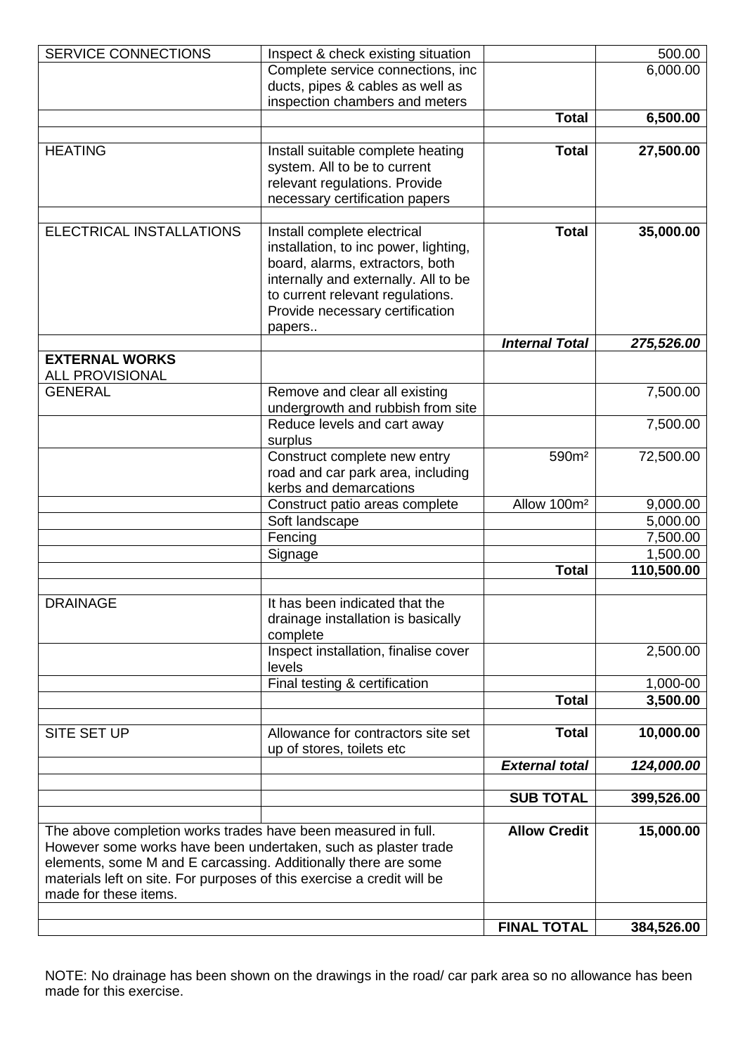| | | | |
|---|---|---|---|
| SERVICE CONNECTIONS | Inspect & check existing situation | | 500.00 |
| | Complete service connections, inc ducts, pipes & cables as well as inspection chambers and meters | | 6,000.00 |
| | | **Total** | **6,500.00** |
| | | | |
| HEATING | Install suitable complete heating system. All to be to current relevant regulations. Provide necessary certification papers | **Total** | **27,500.00** |
| | | | |
| ELECTRICAL INSTALLATIONS | Install complete electrical installation, to inc power, lighting, board, alarms, extractors, both internally and externally. All to be to current relevant regulations. Provide necessary certification papers.. | **Total** | **35,000.00** |
| | | ***Internal Total*** | ***275,526.00*** |
| **EXTERNAL WORKS** ALL PROVISIONAL | | | |
| GENERAL | Remove and clear all existing undergrowth and rubbish from site | | 7,500.00 |
| | Reduce levels and cart away surplus | | 7,500.00 |
| | Construct complete new entry road and car park area, including kerbs and demarcations | 590m² | 72,500.00 |
| | Construct patio areas complete | Allow 100m² | 9,000.00 |
| | Soft landscape | | 5,000.00 |
| | Fencing | | 7,500.00 |
| | Signage | | 1,500.00 |
| | | **Total** | **110,500.00** |
| | | | |
| DRAINAGE | It has been indicated that the drainage installation is basically complete | | |
| | Inspect installation, finalise cover levels | | 2,500.00 |
| | Final testing & certification | | 1,000-00 |
| | | **Total** | **3,500.00** |
| | | | |
| SITE SET UP | Allowance for contractors site set up of stores, toilets etc | **Total** | **10,000.00** |
| | | ***External total*** | ***124,000.00*** |
| | | | |
| | | **SUB TOTAL** | **399,526.00** |
| | | | |
| The above completion works trades have been measured in full. However some works have been undertaken, such as plaster trade elements, some M and E carcassing. Additionally there are some materials left on site. For purposes of this exercise a credit will be made for these items. | | **Allow Credit** | **15,000.00** |
| | | | |
| | | **FINAL TOTAL** | **384,526.00** |

NOTE: No drainage has been shown on the drawings in the road/ car park area so no allowance has been made for this exercise.